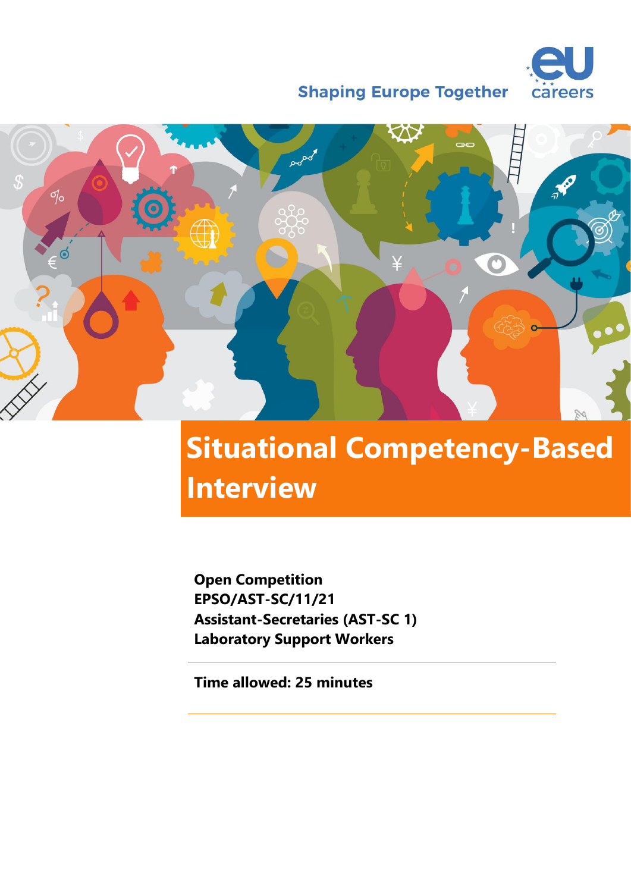Shaping Europe Together

eu careers

# Situational Competency-Based Interview

**Open Competition**
**EPSO/AST-SC/11/21**
**Assistant-Secretaries (AST-SC 1)**
**Laboratory Support Workers**

---

**Time allowed: 25 minutes**

---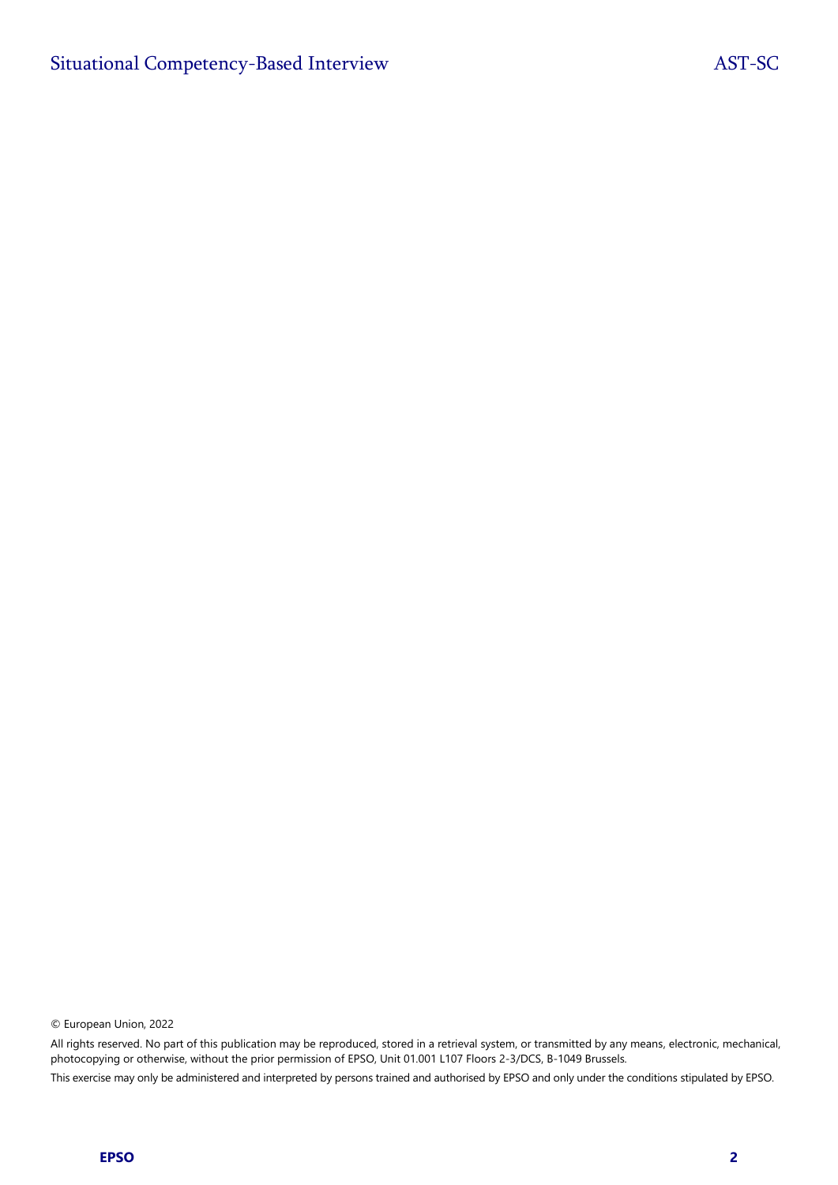© European Union, 2022

All rights reserved. No part of this publication may be reproduced, stored in a retrieval system, or transmitted by any means, electronic, mechanical, photocopying or otherwise, without the prior permission of EPSO, Unit 01.001 L107 Floors 2-3/DCS, B-1049 Brussels.

This exercise may only be administered and interpreted by persons trained and authorised by EPSO and only under the conditions stipulated by EPSO.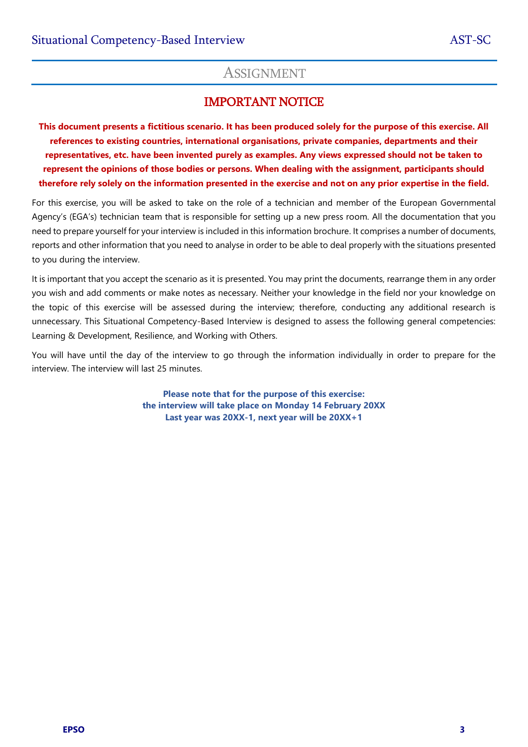# Assignment

## IMPORTANT NOTICE

**This document presents a fictitious scenario. It has been produced solely for the purpose of this exercise. All references to existing countries, international organisations, private companies, departments and their representatives, etc. have been invented purely as examples. Any views expressed should not be taken to represent the opinions of those bodies or persons. When dealing with the assignment, participants should therefore rely solely on the information presented in the exercise and not on any prior expertise in the field.**

For this exercise, you will be asked to take on the role of a technician and member of the European Governmental Agency's (EGA's) technician team that is responsible for setting up a new press room. All the documentation that you need to prepare yourself for your interview is included in this information brochure. It comprises a number of documents, reports and other information that you need to analyse in order to be able to deal properly with the situations presented to you during the interview.

It is important that you accept the scenario as it is presented. You may print the documents, rearrange them in any order you wish and add comments or make notes as necessary. Neither your knowledge in the field nor your knowledge on the topic of this exercise will be assessed during the interview; therefore, conducting any additional research is unnecessary. This Situational Competency-Based Interview is designed to assess the following general competencies: Learning & Development, Resilience, and Working with Others.

You will have until the day of the interview to go through the information individually in order to prepare for the interview. The interview will last 25 minutes.

**Please note that for the purpose of this exercise:**
**the interview will take place on Monday 14 February 20XX**
**Last year was 20XX-1, next year will be 20XX+1**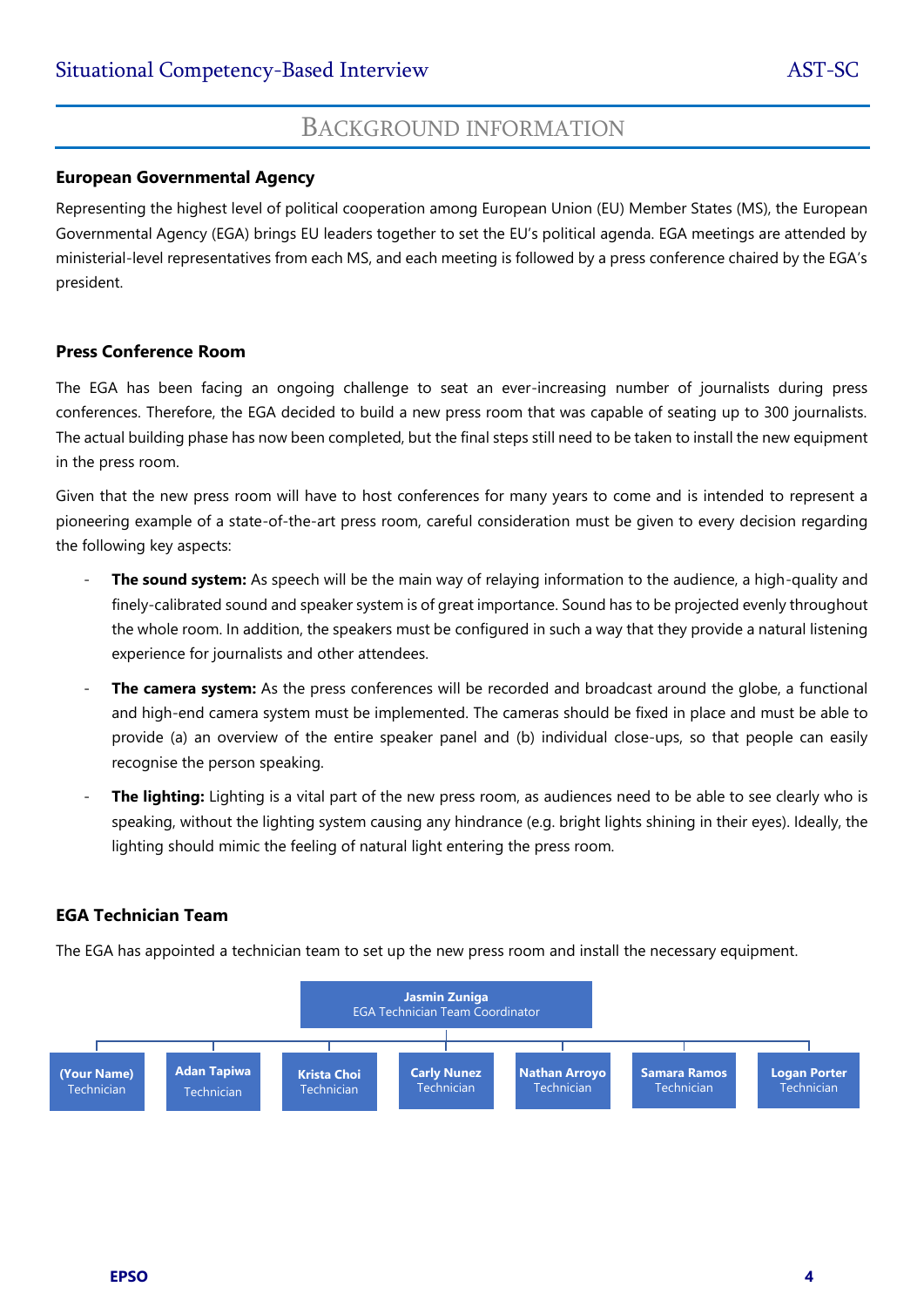# Background Information

### European Governmental Agency

Representing the highest level of political cooperation among European Union (EU) Member States (MS), the European Governmental Agency (EGA) brings EU leaders together to set the EU's political agenda. EGA meetings are attended by ministerial-level representatives from each MS, and each meeting is followed by a press conference chaired by the EGA's president.

### Press Conference Room

The EGA has been facing an ongoing challenge to seat an ever-increasing number of journalists during press conferences. Therefore, the EGA decided to build a new press room that was capable of seating up to 300 journalists. The actual building phase has now been completed, but the final steps still need to be taken to install the new equipment in the press room.

Given that the new press room will have to host conferences for many years to come and is intended to represent a pioneering example of a state-of-the-art press room, careful consideration must be given to every decision regarding the following key aspects:

- **The sound system:** As speech will be the main way of relaying information to the audience, a high-quality and finely-calibrated sound and speaker system is of great importance. Sound has to be projected evenly throughout the whole room. In addition, the speakers must be configured in such a way that they provide a natural listening experience for journalists and other attendees.
- **The camera system:** As the press conferences will be recorded and broadcast around the globe, a functional and high-end camera system must be implemented. The cameras should be fixed in place and must be able to provide (a) an overview of the entire speaker panel and (b) individual close-ups, so that people can easily recognise the person speaking.
- **The lighting:** Lighting is a vital part of the new press room, as audiences need to be able to see clearly who is speaking, without the lighting system causing any hindrance (e.g. bright lights shining in their eyes). Ideally, the lighting should mimic the feeling of natural light entering the press room.

### EGA Technician Team

The EGA has appointed a technician team to set up the new press room and install the necessary equipment.

**Jasmin Zuniga** – EGA Technician Team Coordinator

- **(Your Name)** – Technician
- **Adan Tapiwa** – Technician
- **Krista Choi** – Technician
- **Carly Nunez** – Technician
- **Nathan Arroyo** – Technician
- **Samara Ramos** – Technician
- **Logan Porter** – Technician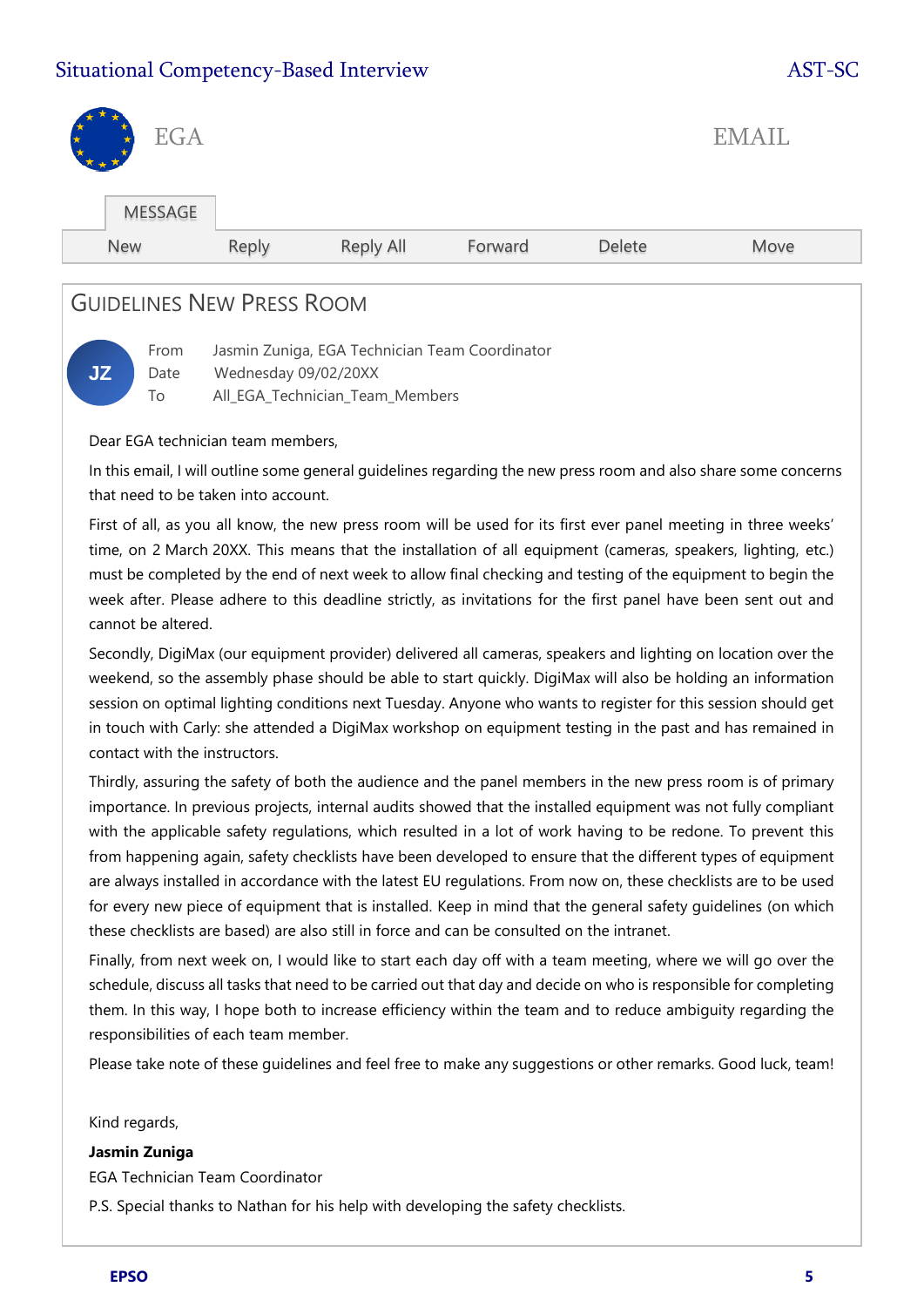EGA

EMAIL

MESSAGE

New | Reply | Reply All | Forward | Delete | Move

## Guidelines New Press Room

JZ

From Jasmin Zuniga, EGA Technician Team Coordinator
Date Wednesday 09/02/20XX
To All_EGA_Technician_Team_Members

Dear EGA technician team members,

In this email, I will outline some general guidelines regarding the new press room and also share some concerns that need to be taken into account.

First of all, as you all know, the new press room will be used for its first ever panel meeting in three weeks' time, on 2 March 20XX. This means that the installation of all equipment (cameras, speakers, lighting, etc.) must be completed by the end of next week to allow final checking and testing of the equipment to begin the week after. Please adhere to this deadline strictly, as invitations for the first panel have been sent out and cannot be altered.

Secondly, DigiMax (our equipment provider) delivered all cameras, speakers and lighting on location over the weekend, so the assembly phase should be able to start quickly. DigiMax will also be holding an information session on optimal lighting conditions next Tuesday. Anyone who wants to register for this session should get in touch with Carly: she attended a DigiMax workshop on equipment testing in the past and has remained in contact with the instructors.

Thirdly, assuring the safety of both the audience and the panel members in the new press room is of primary importance. In previous projects, internal audits showed that the installed equipment was not fully compliant with the applicable safety regulations, which resulted in a lot of work having to be redone. To prevent this from happening again, safety checklists have been developed to ensure that the different types of equipment are always installed in accordance with the latest EU regulations. From now on, these checklists are to be used for every new piece of equipment that is installed. Keep in mind that the general safety guidelines (on which these checklists are based) are also still in force and can be consulted on the intranet.

Finally, from next week on, I would like to start each day off with a team meeting, where we will go over the schedule, discuss all tasks that need to be carried out that day and decide on who is responsible for completing them. In this way, I hope both to increase efficiency within the team and to reduce ambiguity regarding the responsibilities of each team member.

Please take note of these guidelines and feel free to make any suggestions or other remarks. Good luck, team!

Kind regards,

**Jasmin Zuniga**

EGA Technician Team Coordinator

P.S. Special thanks to Nathan for his help with developing the safety checklists.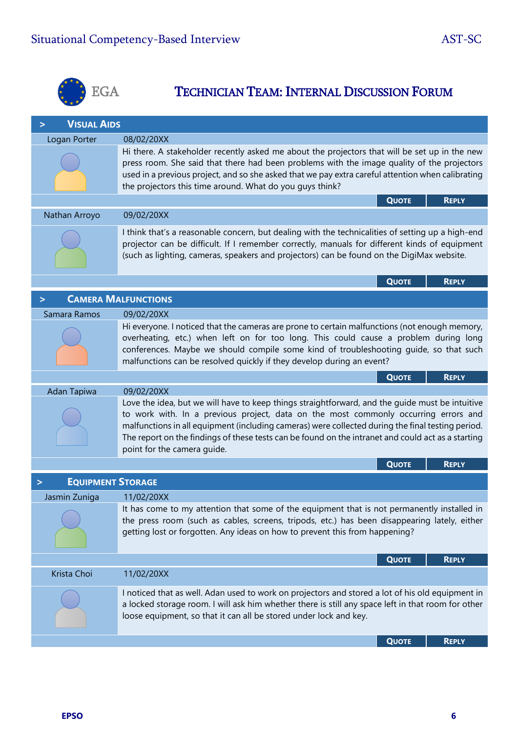EGA

# Technician Team: Internal Discussion Forum

## > Visual Aids

**Logan Porter** — 08/02/20XX

Hi there. A stakeholder recently asked me about the projectors that will be set up in the new press room. She said that there had been problems with the image quality of the projectors used in a previous project, and so she asked that we pay extra careful attention when calibrating the projectors this time around. What do you guys think?

Quote | Reply

**Nathan Arroyo** — 09/02/20XX

I think that's a reasonable concern, but dealing with the technicalities of setting up a high-end projector can be difficult. If I remember correctly, manuals for different kinds of equipment (such as lighting, cameras, speakers and projectors) can be found on the DigiMax website.

Quote | Reply

## > Camera Malfunctions

**Samara Ramos** — 09/02/20XX

Hi everyone. I noticed that the cameras are prone to certain malfunctions (not enough memory, overheating, etc.) when left on for too long. This could cause a problem during long conferences. Maybe we should compile some kind of troubleshooting guide, so that such malfunctions can be resolved quickly if they develop during an event?

Quote | Reply

**Adan Tapiwa** — 09/02/20XX

Love the idea, but we will have to keep things straightforward, and the guide must be intuitive to work with. In a previous project, data on the most commonly occurring errors and malfunctions in all equipment (including cameras) were collected during the final testing period. The report on the findings of these tests can be found on the intranet and could act as a starting point for the camera guide.

Quote | Reply

## > Equipment Storage

**Jasmin Zuniga** — 11/02/20XX

It has come to my attention that some of the equipment that is not permanently installed in the press room (such as cables, screens, tripods, etc.) has been disappearing lately, either getting lost or forgotten. Any ideas on how to prevent this from happening?

Quote | Reply

**Krista Choi** — 11/02/20XX

I noticed that as well. Adan used to work on projectors and stored a lot of his old equipment in a locked storage room. I will ask him whether there is still any space left in that room for other loose equipment, so that it can all be stored under lock and key.

Quote | Reply